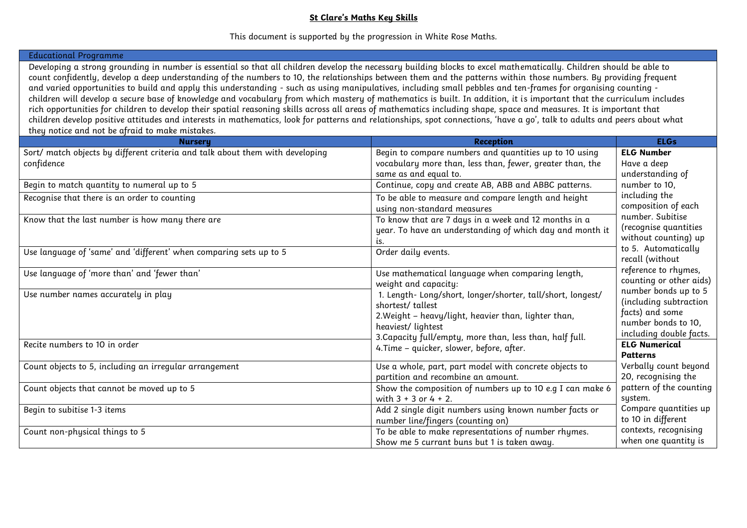**St Clare's Maths Key Skills**

This document is supported by the progression in White Rose Maths.

| Educational Programme |
|---|
| Developing a strong grounding in number is essential so that all children develop the necessary building blocks to excel mathematically. Children should be able to count confidently, develop a deep understanding of the numbers to 10, the relationships between them and the patterns within those numbers. By providing frequent and varied opportunities to build and apply this understanding - such as using manipulatives, including small pebbles and ten-frames for organising counting - children will develop a secure base of knowledge and vocabulary from which mastery of mathematics is built. In addition, it is important that the curriculum includes rich opportunities for children to develop their spatial reasoning skills across all areas of mathematics including shape, space and measures. It is important that children develop positive attitudes and interests in mathematics, look for patterns and relationships, spot connections, 'have a go', talk to adults and peers about what they notice and not be afraid to make mistakes. |

| Nursery | Reception | ELGs |
|---|---|---|
| Sort/ match objects by different criteria and talk about them with developing confidence | Begin to compare numbers and quantities up to 10 using vocabulary more than, less than, fewer, greater than, the same as and equal to. | **ELG Number** Have a deep understanding of number to 10, including the composition of each number. Subitise (recognise quantities without counting) up to 5. Automatically recall (without reference to rhymes, counting or other aids) number bonds up to 5 (including subtraction facts) and some number bonds to 10, including double facts. |
| Begin to match quantity to numeral up to 5 | Continue, copy and create AB, ABB and ABBC patterns. | |
| Recognise that there is an order to counting | To be able to measure and compare length and height using non-standard measures | |
| Know that the last number is how many there are | To know that are 7 days in a week and 12 months in a year. To have an understanding of which day and month it is. | |
| Use language of 'same' and 'different' when comparing sets up to 5 | Order daily events. | |
| Use language of 'more than' and 'fewer than' | Use mathematical language when comparing length, weight and capacity:<br>1. Length- Long/short, longer/shorter, tall/short, longest/ shortest/ tallest<br>2.Weight – heavy/light, heavier than, lighter than, heaviest/ lightest<br>3.Capacity full/empty, more than, less than, half full.<br>4.Time – quicker, slower, before, after. | |
| Use number names accurately in play | | |
| Recite numbers to 10 in order | | **ELG Numerical Patterns** Verbally count beyond 20, recognising the pattern of the counting system. Compare quantities up to 10 in different contexts, recognising when one quantity is |
| Count objects to 5, including an irregular arrangement | Use a whole, part, part model with concrete objects to partition and recombine an amount. | |
| Count objects that cannot be moved up to 5 | Show the composition of numbers up to 10 e.g I can make 6 with 3 + 3 or 4 + 2. | |
| Begin to subitise 1-3 items | Add 2 single digit numbers using known number facts or number line/fingers (counting on) | |
| Count non-physical things to 5 | To be able to make representations of number rhymes. Show me 5 currant buns but 1 is taken away. | |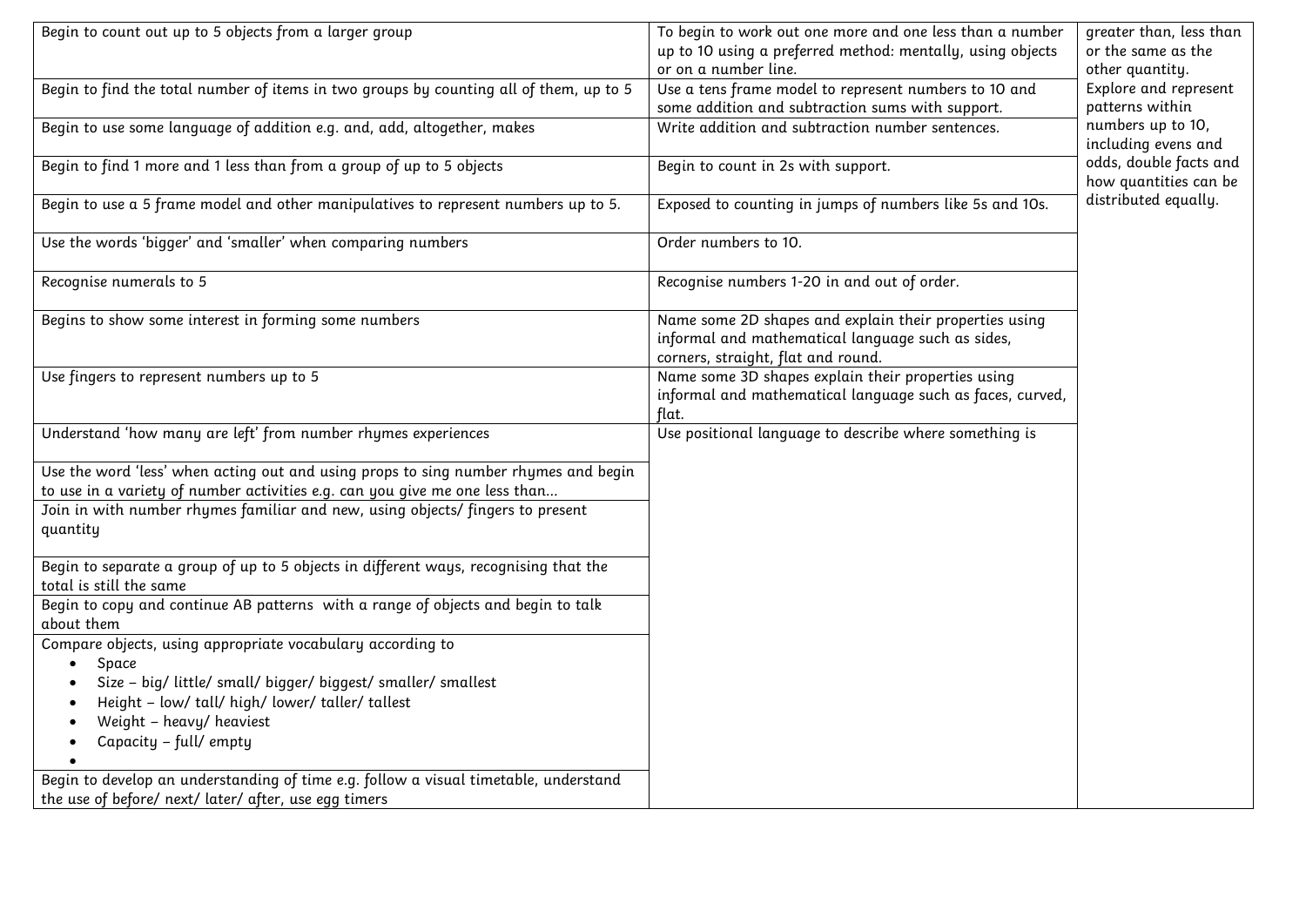| | | |
|---|---|---|
| Begin to count out up to 5 objects from a larger group | To begin to work out one more and one less than a number up to 10 using a preferred method: mentally, using objects or on a number line. | greater than, less than or the same as the other quantity. Explore and represent patterns within numbers up to 10, including evens and odds, double facts and how quantities can be distributed equally. |
| Begin to find the total number of items in two groups by counting all of them, up to 5 | Use a tens frame model to represent numbers to 10 and some addition and subtraction sums with support. | |
| Begin to use some language of addition e.g. and, add, altogether, makes | Write addition and subtraction number sentences. | |
| Begin to find 1 more and 1 less than from a group of up to 5 objects | Begin to count in 2s with support. | |
| Begin to use a 5 frame model and other manipulatives to represent numbers up to 5. | Exposed to counting in jumps of numbers like 5s and 10s. | |
| Use the words 'bigger' and 'smaller' when comparing numbers | Order numbers to 10. | |
| Recognise numerals to 5 | Recognise numbers 1-20 in and out of order. | |
| Begins to show some interest in forming some numbers | Name some 2D shapes and explain their properties using informal and mathematical language such as sides, corners, straight, flat and round. | |
| Use fingers to represent numbers up to 5 | Name some 3D shapes explain their properties using informal and mathematical language such as faces, curved, flat. | |
| Understand 'how many are left' from number rhymes experiences | Use positional language to describe where something is | |
| Use the word 'less' when acting out and using props to sing number rhymes and begin to use in a variety of number activities e.g. can you give me one less than… | | |
| Join in with number rhymes familiar and new, using objects/ fingers to present quantity | | |
| Begin to separate a group of up to 5 objects in different ways, recognising that the total is still the same | | |
| Begin to copy and continue AB patterns with a range of objects and begin to talk about them | | |
| Compare objects, using appropriate vocabulary according to<br>• Space<br>• Size – big/ little/ small/ bigger/ biggest/ smaller/ smallest<br>• Height – low/ tall/ high/ lower/ taller/ tallest<br>• Weight – heavy/ heaviest<br>• Capacity – full/ empty | | |
| Begin to develop an understanding of time e.g. follow a visual timetable, understand the use of before/ next/ later/ after, use egg timers | | |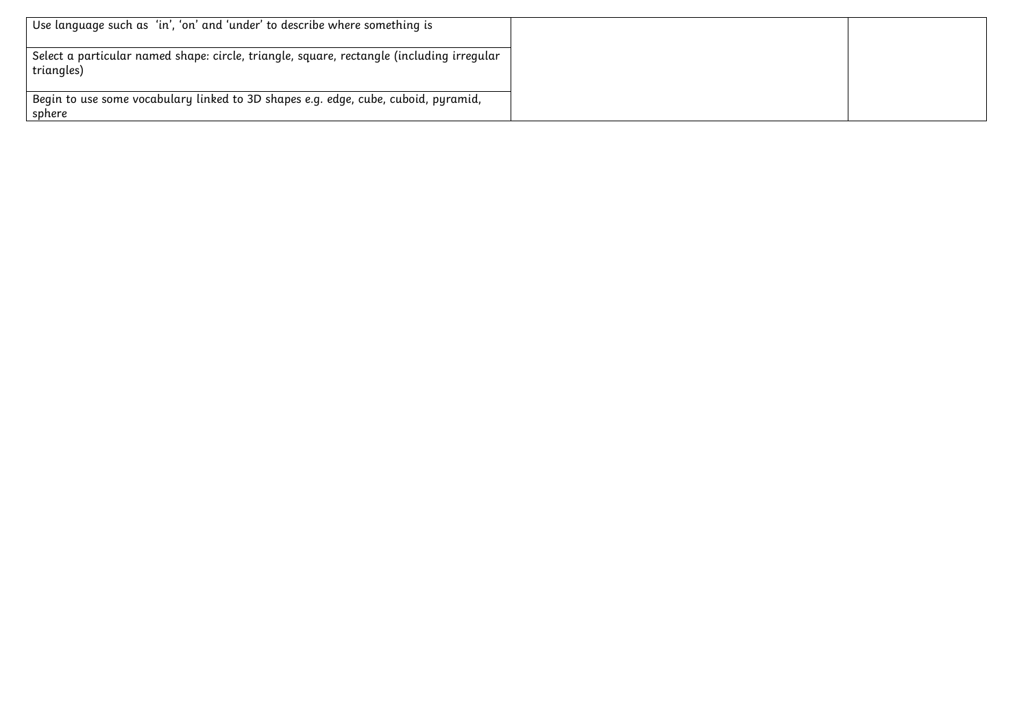| | | |
|---|---|---|
| Use language such as 'in', 'on' and 'under' to describe where something is | | |
| Select a particular named shape: circle, triangle, square, rectangle (including irregular triangles) | | |
| Begin to use some vocabulary linked to 3D shapes e.g. edge, cube, cuboid, pyramid, sphere | | |